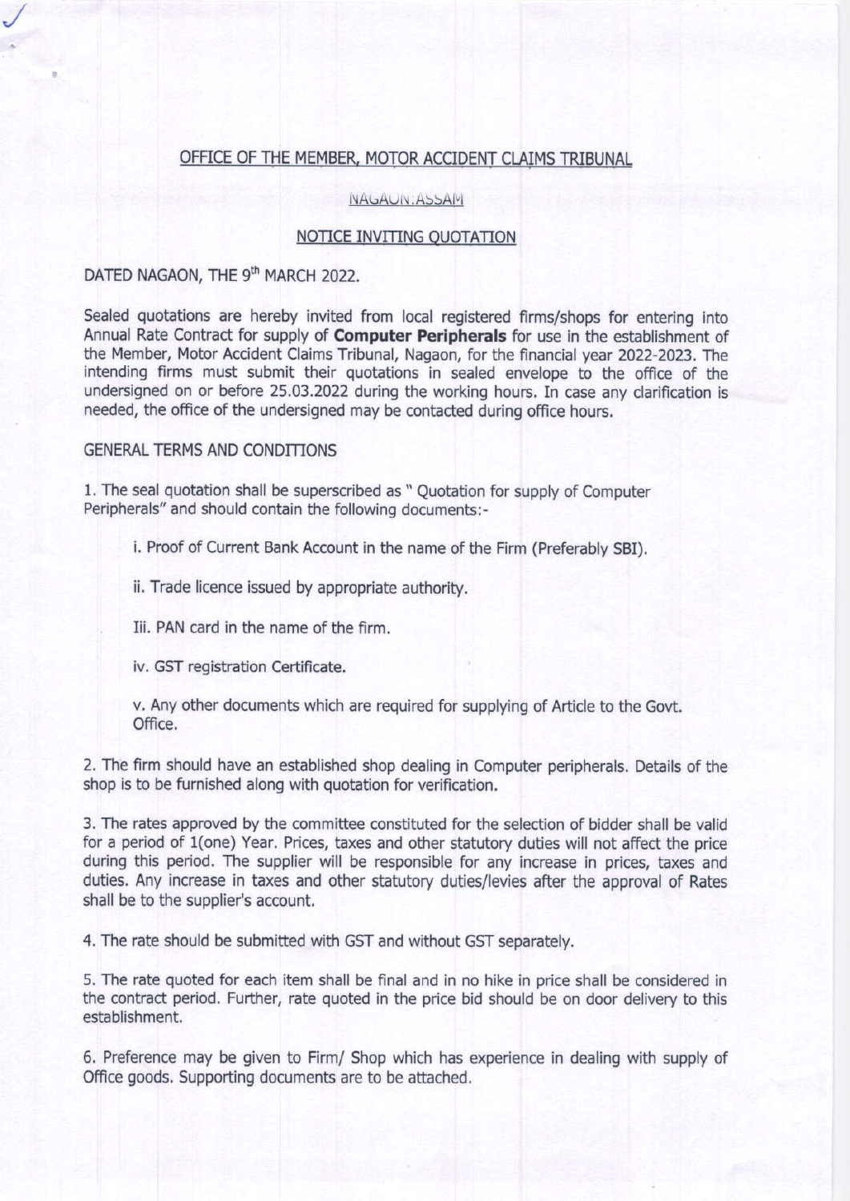# OFFICE OF THE MEMBER, MOTOR ACCIDENT CLAIMS TRIBUNAL

## NAGAON::ASSAM

### NOTICE INVITING QUOTATION

DATED NAGAON, THE 9th MARCH 2022.

Sealed quotations are hereby invited from local registered firms/shops for entering into Annual Rate Contract for supply of **Computer Peripherals** for use in the establishment of the Member, Motor Accident Claims Tribunal, Nagaon, for the financial year 2022-2023. The intending firms must submit their quotations in sealed envelope to the office of the undersigned on or before 25.03.2022 during the working hours. In case any clarification is needed, the office of the undersigned may be contacted during office hours.

GENERAL TERMS AND CONDITIONS

1. The seal quotation shall be superscribed as " Quotation for supply of Computer Peripherals" and should contain the following documents:-

   i. Proof of Current Bank Account in the name of the Firm (Preferably SBI).

   ii. Trade licence issued by appropriate authority.

   Iii. PAN card in the name of the firm.

   iv. GST registration Certificate.

   v. Any other documents which are required for supplying of Article to the Govt. Office.

2. The firm should have an established shop dealing in Computer peripherals. Details of the shop is to be furnished along with quotation for verification.

3. The rates approved by the committee constituted for the selection of bidder shall be valid for a period of 1(one) Year. Prices, taxes and other statutory duties will not affect the price during this period. The supplier will be responsible for any increase in prices, taxes and duties. Any increase in taxes and other statutory duties/levies after the approval of Rates shall be to the supplier's account.

4. The rate should be submitted with GST and without GST separately.

5. The rate quoted for each item shall be final and in no hike in price shall be considered in the contract period. Further, rate quoted in the price bid should be on door delivery to this establishment.

6. Preference may be given to Firm/ Shop which has experience in dealing with supply of Office goods. Supporting documents are to be attached.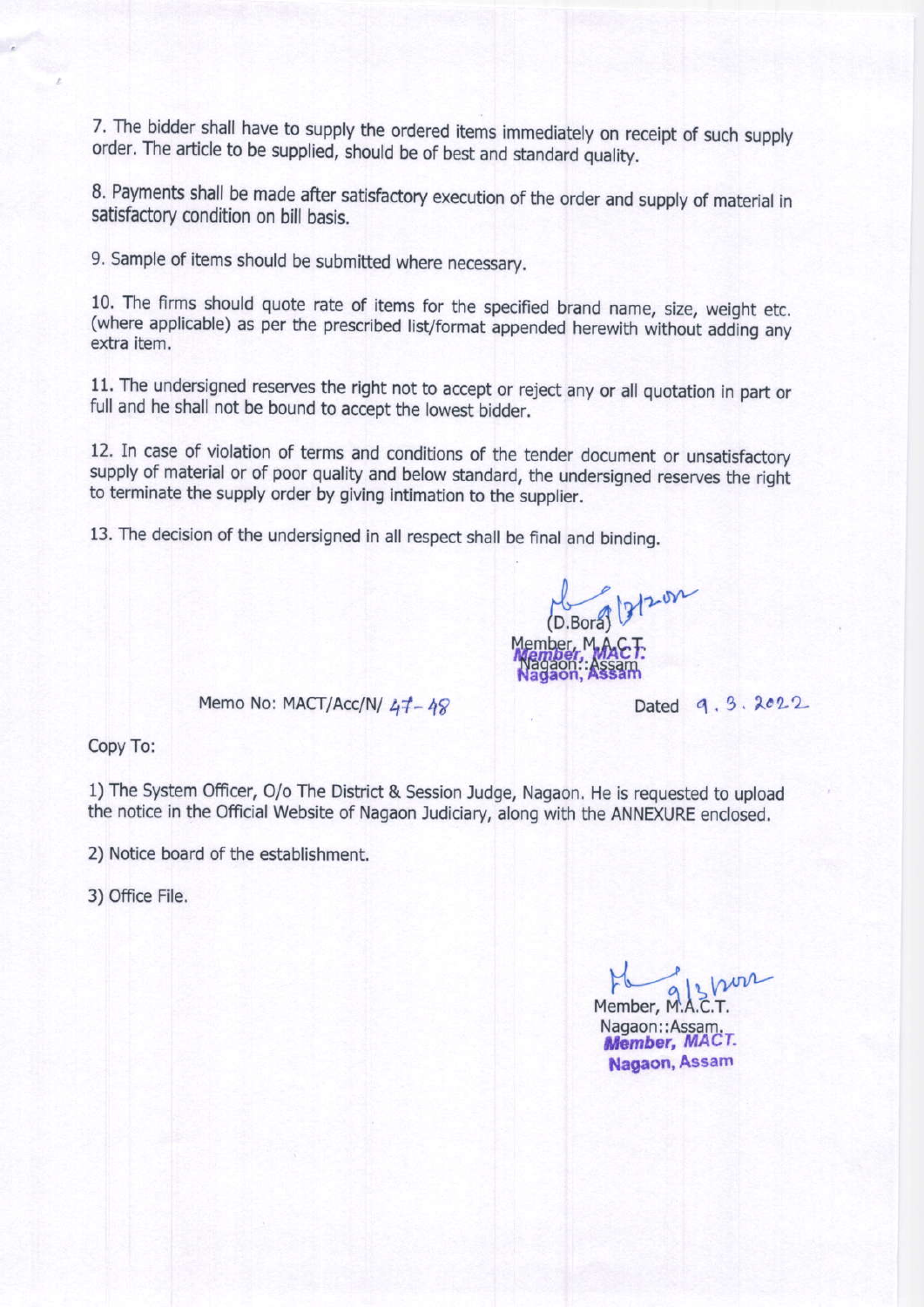7. The bidder shall have to supply the ordered items immediately on receipt of such supply order. The article to be supplied, should be of best and standard quality.

8. Payments shall be made after satisfactory execution of the order and supply of material in satisfactory condition on bill basis.

9. Sample of items should be submitted where necessary.

10. The firms should quote rate of items for the specified brand name, size, weight etc. (where applicable) as per the prescribed list/format appended herewith without adding any extra item.

11. The undersigned reserves the right not to accept or reject any or all quotation in part or full and he shall not be bound to accept the lowest bidder.

12. In case of violation of terms and conditions of the tender document or unsatisfactory supply of material or of poor quality and below standard, the undersigned reserves the right to terminate the supply order by giving intimation to the supplier.

13. The decision of the undersigned in all respect shall be final and binding.

9/3/2022

(D.Bora)
Member, M.A.C.T.
Nagaon::Assam
Member, MACT.
Nagaon, Assam

Memo No: MACT/Acc/N/ 47-48

Dated 9.3.2022

Copy To:

1) The System Officer, O/o The District & Session Judge, Nagaon. He is requested to upload the notice in the Official Website of Nagaon Judiciary, along with the ANNEXURE enclosed.

2) Notice board of the establishment.

3) Office File.

9/3/2022

Member, M.A.C.T.
Nagaon::Assam.
Member, MACT.
Nagaon, Assam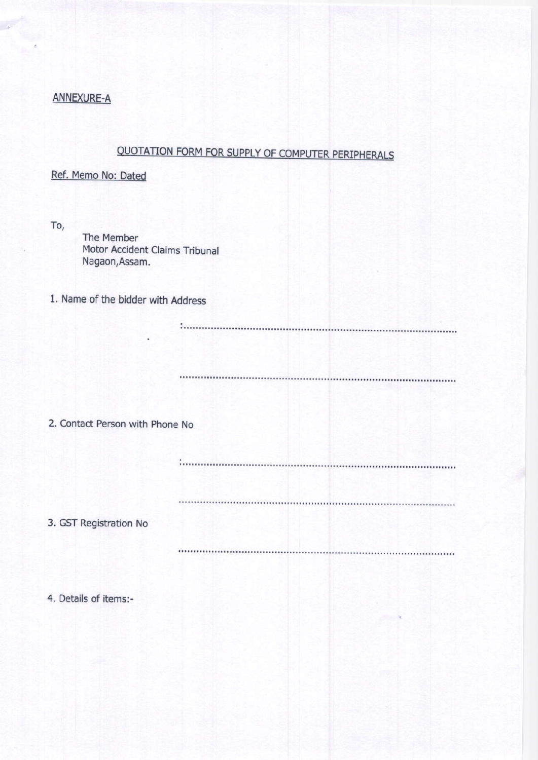ANNEXURE-A

## QUOTATION FORM FOR SUPPLY OF COMPUTER PERIPHERALS

Ref. Memo No: Dated

To,

The Member
Motor Accident Claims Tribunal
Nagaon,Assam.

1. Name of the bidder with Address

:....................................................................................................

....................................................................................................

2. Contact Person with Phone No

:....................................................................................................

....................................................................................................

3. GST Registration No

....................................................................................................

4. Details of items:-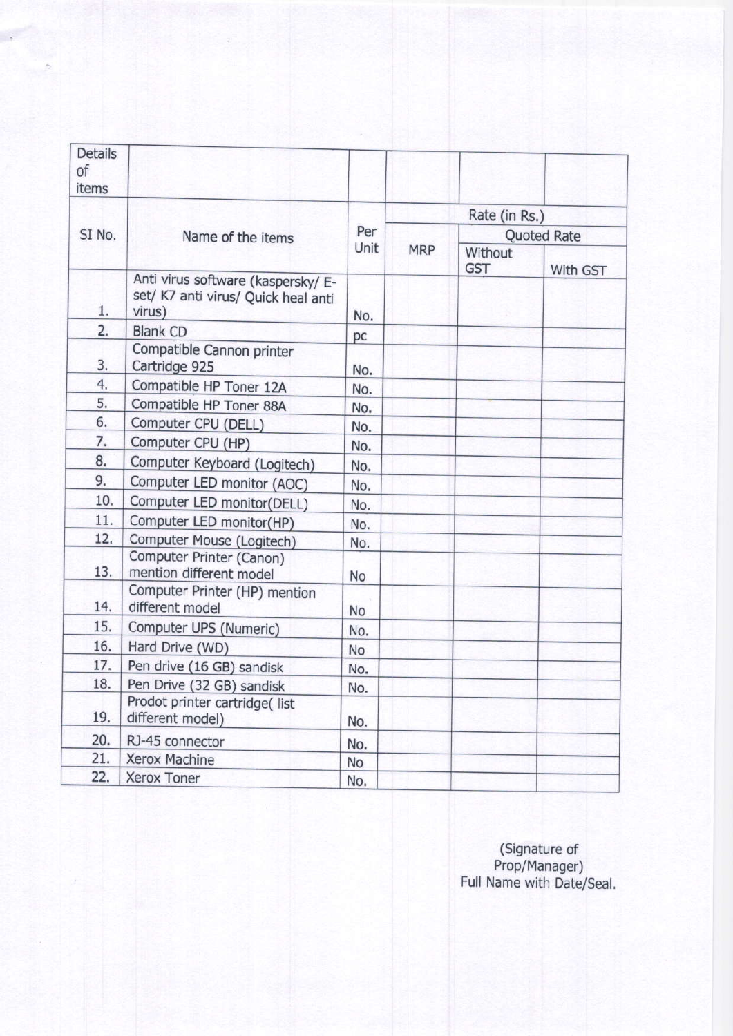| Details of items | | | | | |
|---|---|---|---|---|---|
| SI No. | Name of the items | Per Unit | Rate (in Rs.) | | |
| | | | MRP | Quoted Rate | |
| | | | | Without GST | With GST |
| 1. | Anti virus software (kaspersky/ E-set/ K7 anti virus/ Quick heal anti virus) | No. | | | |
| 2. | Blank CD | pc | | | |
| 3. | Compatible Cannon printer Cartridge 925 | No. | | | |
| 4. | Compatible HP Toner 12A | No. | | | |
| 5. | Compatible HP Toner 88A | No. | | | |
| 6. | Computer CPU (DELL) | No. | | | |
| 7. | Computer CPU (HP) | No. | | | |
| 8. | Computer Keyboard (Logitech) | No. | | | |
| 9. | Computer LED monitor (AOC) | No. | | | |
| 10. | Computer LED monitor(DELL) | No. | | | |
| 11. | Computer LED monitor(HP) | No. | | | |
| 12. | Computer Mouse (Logitech) | No. | | | |
| 13. | Computer Printer (Canon) mention different model | No | | | |
| 14. | Computer Printer (HP) mention different model | No | | | |
| 15. | Computer UPS (Numeric) | No. | | | |
| 16. | Hard Drive (WD) | No | | | |
| 17. | Pen drive (16 GB) sandisk | No. | | | |
| 18. | Pen Drive (32 GB) sandisk | No. | | | |
| 19. | Prodot printer cartridge( list different model) | No. | | | |
| 20. | RJ-45 connector | No. | | | |
| 21. | Xerox Machine | No | | | |
| 22. | Xerox Toner | No. | | | |

(Signature of Prop/Manager)
Full Name with Date/Seal.